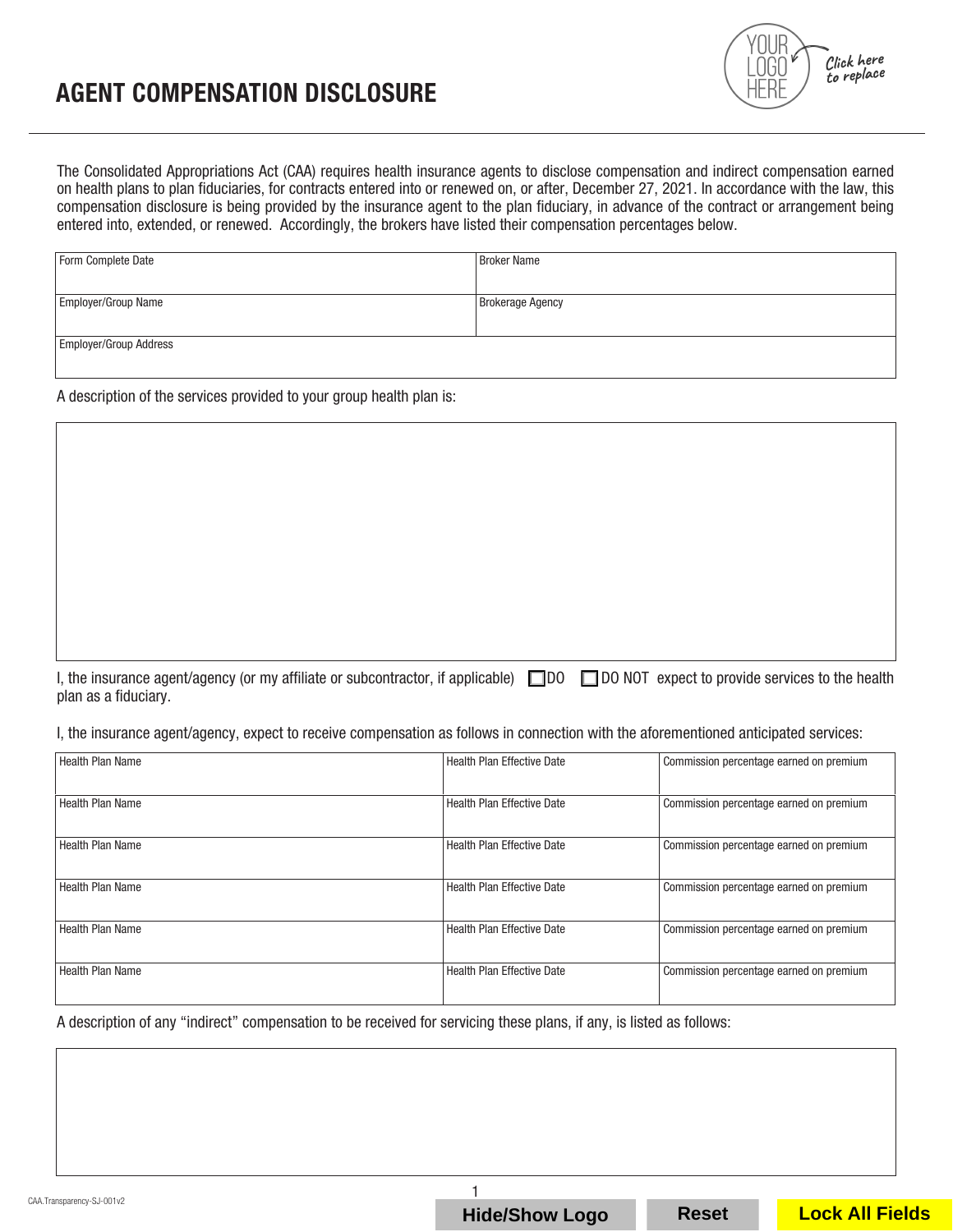# AGENT COMPENSATION DISCLOSURE

YOUR LOGO HERE — Click here to replace

The Consolidated Appropriations Act (CAA) requires health insurance agents to disclose compensation and indirect compensation earned on health plans to plan fiduciaries, for contracts entered into or renewed on, or after, December 27, 2021. In accordance with the law, this compensation disclosure is being provided by the insurance agent to the plan fiduciary, in advance of the contract or arrangement being entered into, extended, or renewed. Accordingly, the brokers have listed their compensation percentages below.

| Form Complete Date | Broker Name |
|---|---|
| Employer/Group Name | Brokerage Agency |
| Employer/Group Address | |

A description of the services provided to your group health plan is:

| |
|---|
| |

I, the insurance agent/agency (or my affiliate or subcontractor, if applicable) ☐ DO ☐ DO NOT expect to provide services to the health plan as a fiduciary.

I, the insurance agent/agency, expect to receive compensation as follows in connection with the aforementioned anticipated services:

| Health Plan Name | Health Plan Effective Date | Commission percentage earned on premium |
|---|---|---|
| Health Plan Name | Health Plan Effective Date | Commission percentage earned on premium |
| Health Plan Name | Health Plan Effective Date | Commission percentage earned on premium |
| Health Plan Name | Health Plan Effective Date | Commission percentage earned on premium |
| Health Plan Name | Health Plan Effective Date | Commission percentage earned on premium |
| Health Plan Name | Health Plan Effective Date | Commission percentage earned on premium |

A description of any "indirect" compensation to be received for servicing these plans, if any, is listed as follows:

| |
|---|
| |

CAA.Transparency-SJ-001v2

Hide/Show Logo | Reset | Lock All Fields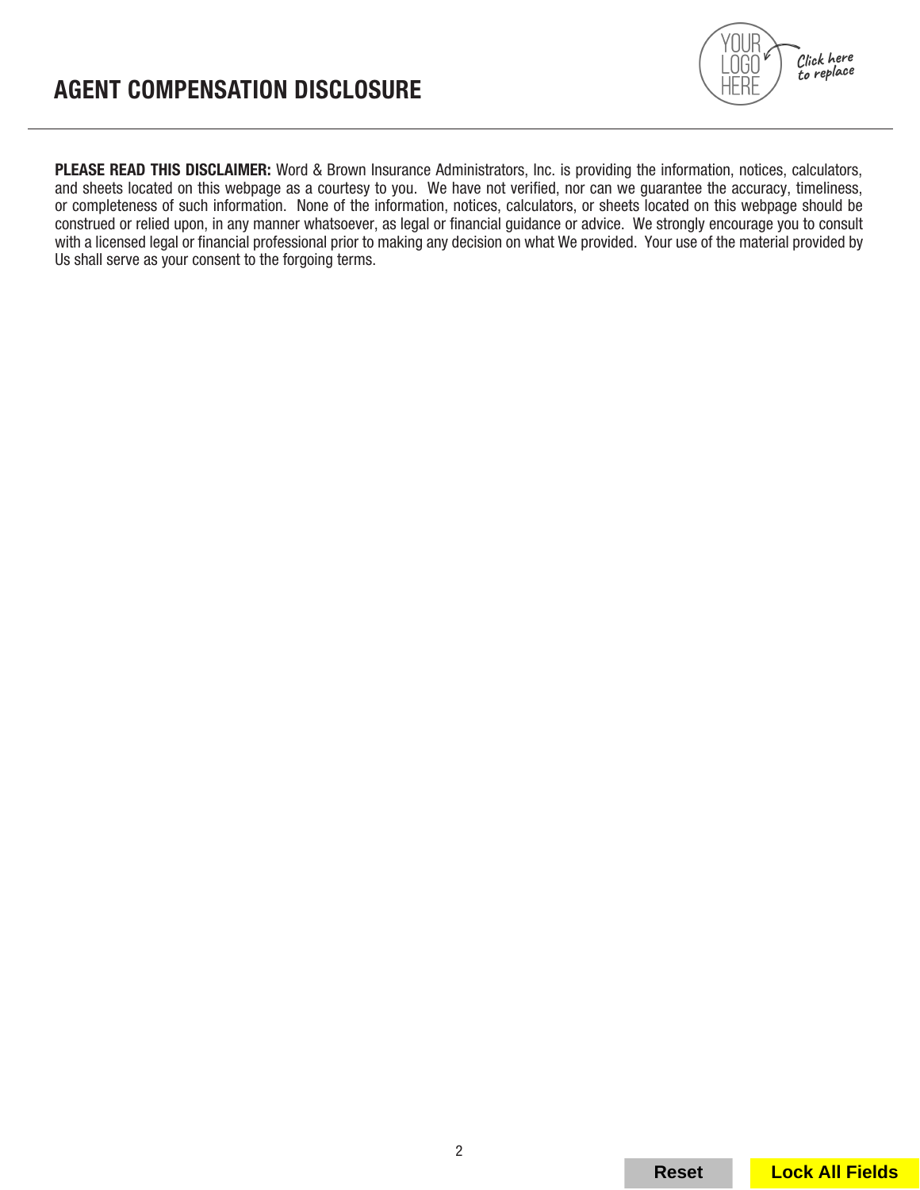# AGENT COMPENSATION DISCLOSURE

**PLEASE READ THIS DISCLAIMER:** Word & Brown Insurance Administrators, Inc. is providing the information, notices, calculators, and sheets located on this webpage as a courtesy to you. We have not verified, nor can we guarantee the accuracy, timeliness, or completeness of such information. None of the information, notices, calculators, or sheets located on this webpage should be construed or relied upon, in any manner whatsoever, as legal or financial guidance or advice. We strongly encourage you to consult with a licensed legal or financial professional prior to making any decision on what We provided. Your use of the material provided by Us shall serve as your consent to the forgoing terms.